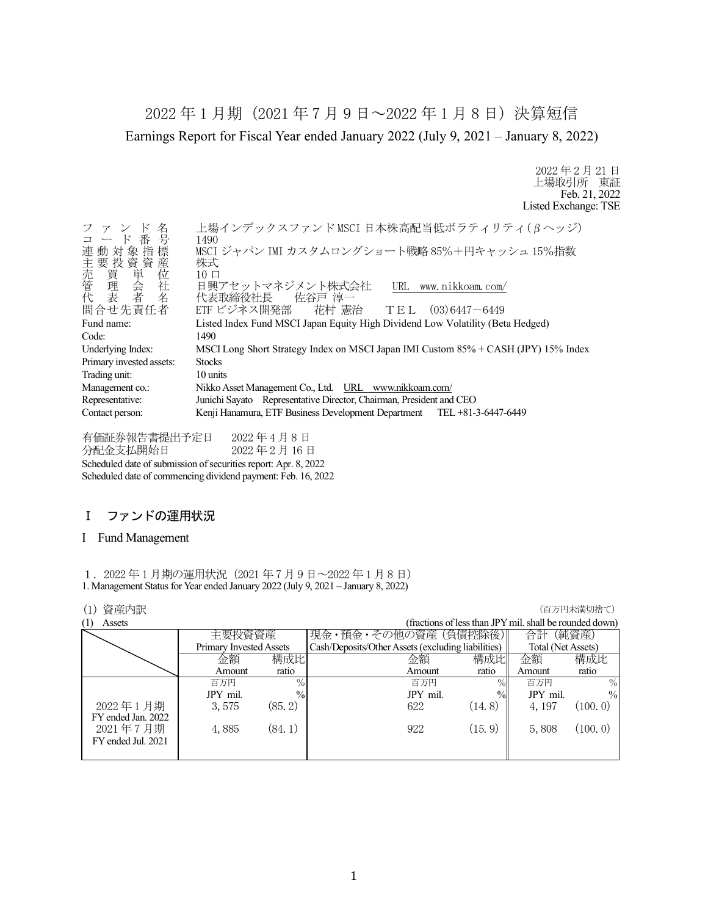# 2022 年 1 月期（2021 年 7 月 9 日～2022 年 1 月 8 日）決算短信

Earnings Report for Fiscal Year ended January 2022 (July 9, 2021 – January 8, 2022)

2022 年 2 月 21 日
上場取引所　東証
Feb. 21, 2022
Listed Exchange: TSE

ファンド名　上場インデックスファンド MSCI 日本株高配当低ボラティリティ（βヘッジ）
コード番号　1490
連動対象指標　MSCI ジャパン IMI カスタムロングショート戦略 85%＋円キャッシュ 15%指数
主要投資資産　株式
売買単位　10 口
管理会社　日興アセットマネジメント株式会社　URL　www.nikkoam.com/
代表者名　代表取締役社長　佐谷戸 淳一
問合せ先責任者　ETF ビジネス開発部　花村 憲治　ＴＥＬ　(03)6447－6449

Fund name: Listed Index Fund MSCI Japan Equity High Dividend Low Volatility (Beta Hedged)
Code: 1490
Underlying Index: MSCI Long Short Strategy Index on MSCI Japan IMI Custom 85% + CASH (JPY) 15% Index
Primary invested assets: Stocks
Trading unit: 10 units
Management co.: Nikko Asset Management Co., Ltd.　URL　www.nikkoam.com/
Representative: Junichi Sayato　Representative Director, Chairman, President and CEO
Contact person: Kenji Hanamura, ETF Business Development Department　TEL +81-3-6447-6449

有価証券報告書提出予定日　2022 年 4 月 8 日
分配金支払開始日　2022 年 2 月 16 日
Scheduled date of submission of securities report: Apr. 8, 2022
Scheduled date of commencing dividend payment: Feb. 16, 2022

## Ⅰ　ファンドの運用状況

## I　Fund Management

### １．2022 年 1 月期の運用状況（2021 年 7 月 9 日～2022 年 1 月 8 日）
### 1. Management Status for Year ended January 2022 (July 9, 2021 – January 8, 2022)

(1) 資産内訳　（百万円未満切捨て）
(1) Assets　(fractions of less than JPY mil. shall be rounded down)

| | 主要投資資産 Primary Invested Assets | | 現金・預金・その他の資産（負債控除後） Cash/Deposits/Other Assets (excluding liabilities) | | 合計（純資産） Total (Net Assets) | |
|---|---|---|---|---|---|---|
| | 金額 Amount | 構成比 ratio | 金額 Amount | 構成比 ratio | 金額 Amount | 構成比 ratio |
| | 百万円 JPY mil. | % % | 百万円 JPY mil. | % % | 百万円 JPY mil. | % % |
| 2022 年 1 月期 FY ended Jan. 2022 | 3,575 | (85.2) | 622 | (14.8) | 4,197 | (100.0) |
| 2021 年 7 月期 FY ended Jul. 2021 | 4,885 | (84.1) | 922 | (15.9) | 5,808 | (100.0) |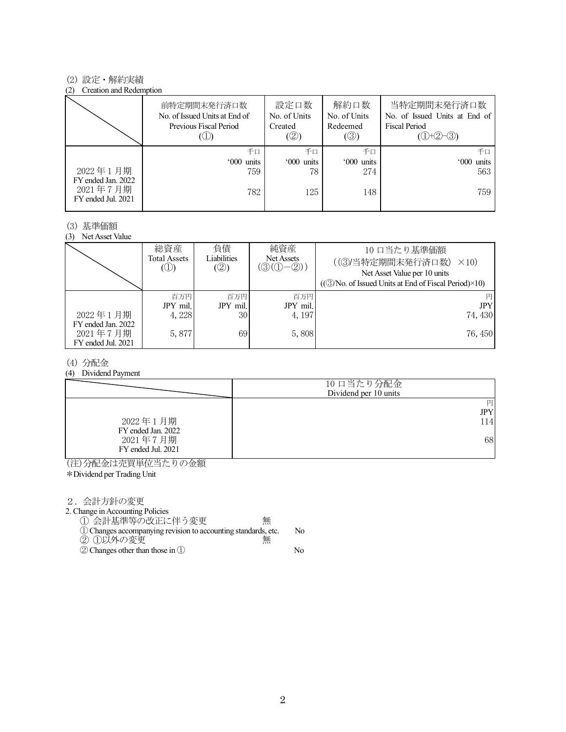(2) 設定・解約実績
(2) Creation and Redemption

| | 前特定期間末発行済口数<br>No. of Issued Units at End of Previous Fiscal Period<br>(①) | 設定口数<br>No. of Units Created<br>(②) | 解約口数<br>No. of Units Redeemed<br>(③) | 当特定期間末発行済口数<br>No. of Issued Units at End of Fiscal Period<br>(①+②−③) |
|---|---|---|---|---|
| | 千口<br>'000 units | 千口<br>'000 units | 千口<br>'000 units | 千口<br>'000 units |
| 2022 年 1 月期<br>FY ended Jan. 2022 | 759 | 78 | 274 | 563 |
| 2021 年 7 月期<br>FY ended Jul. 2021 | 782 | 125 | 148 | 759 |

(3) 基準価額
(3) Net Asset Value

| | 総資産<br>Total Assets<br>(①) | 負債<br>Liabilities<br>(②) | 純資産<br>Net Assets<br>(③(①−②)) | 10 口当たり基準価額<br>((③/当特定期間末発行済口数) ×10)<br>Net Asset Value per 10 units<br>((③/No. of Issued Units at End of Fiscal Period)×10) |
|---|---|---|---|---|
| | 百万円<br>JPY mil. | 百万円<br>JPY mil. | 百万円<br>JPY mil. | 円<br>JPY |
| 2022 年 1 月期<br>FY ended Jan. 2022 | 4, 228 | 30 | 4, 197 | 74, 430 |
| 2021 年 7 月期<br>FY ended Jul. 2021 | 5, 877 | 69 | 5, 808 | 76, 450 |

(4) 分配金
(4) Dividend Payment

| | 10 口当たり分配金<br>Dividend per 10 units |
|---|---|
| | 円<br>JPY |
| 2022 年 1 月期<br>FY ended Jan. 2022 | 114 |
| 2021 年 7 月期<br>FY ended Jul. 2021 | 68 |

(注)分配金は売買単位当たりの金額
*Dividend per Trading Unit

2．会計方針の変更
2. Change in Accounting Policies

① 会計基準等の改正に伴う変更　無
① Changes accompanying revision to accounting standards, etc.　No
② ①以外の変更　無
② Changes other than those in ①　No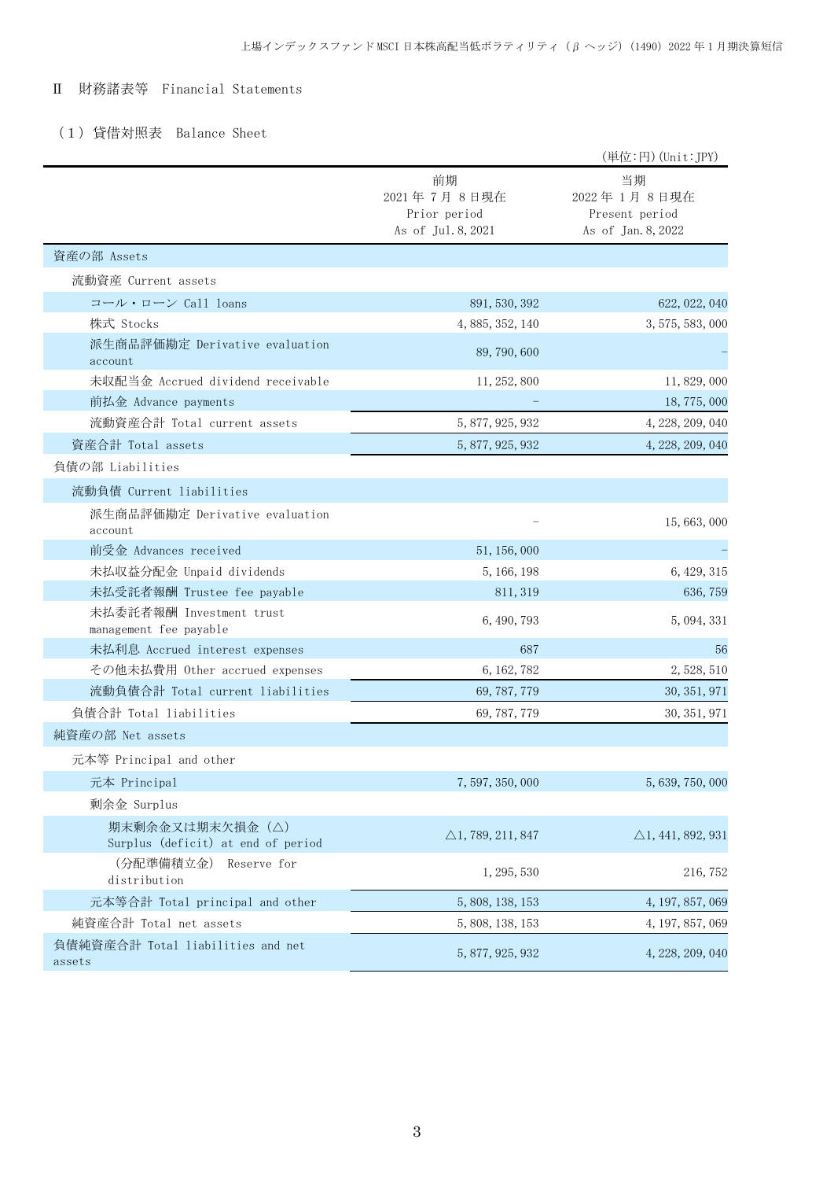## Ⅱ　財務諸表等　Financial Statements

### （１）貸借対照表　Balance Sheet

（単位：円）(Unit:JPY)

| | 前期<br>2021年７月８日現在<br>Prior period<br>As of Jul.8,2021 | 当期<br>2022年１月８日現在<br>Present period<br>As of Jan.8,2022 |
|---|---|---|
| 資産の部 Assets | | |
| 流動資産 Current assets | | |
| コール・ローン Call loans | 891,530,392 | 622,022,040 |
| 株式 Stocks | 4,885,352,140 | 3,575,583,000 |
| 派生商品評価勘定 Derivative evaluation account | 89,790,600 | － |
| 未収配当金 Accrued dividend receivable | 11,252,800 | 11,829,000 |
| 前払金 Advance payments | － | 18,775,000 |
| 流動資産合計 Total current assets | 5,877,925,932 | 4,228,209,040 |
| 資産合計 Total assets | 5,877,925,932 | 4,228,209,040 |
| 負債の部 Liabilities | | |
| 流動負債 Current liabilities | | |
| 派生商品評価勘定 Derivative evaluation account | － | 15,663,000 |
| 前受金 Advances received | 51,156,000 | － |
| 未払収益分配金 Unpaid dividends | 5,166,198 | 6,429,315 |
| 未払受託者報酬 Trustee fee payable | 811,319 | 636,759 |
| 未払委託者報酬 Investment trust management fee payable | 6,490,793 | 5,094,331 |
| 未払利息 Accrued interest expenses | 687 | 56 |
| その他未払費用 Other accrued expenses | 6,162,782 | 2,528,510 |
| 流動負債合計 Total current liabilities | 69,787,779 | 30,351,971 |
| 負債合計 Total liabilities | 69,787,779 | 30,351,971 |
| 純資産の部 Net assets | | |
| 元本等 Principal and other | | |
| 元本 Principal | 7,597,350,000 | 5,639,750,000 |
| 剰余金 Surplus | | |
| 期末剰余金又は期末欠損金（△） Surplus (deficit) at end of period | △1,789,211,847 | △1,441,892,931 |
| （分配準備積立金） Reserve for distribution | 1,295,530 | 216,752 |
| 元本等合計 Total principal and other | 5,808,138,153 | 4,197,857,069 |
| 純資産合計 Total net assets | 5,808,138,153 | 4,197,857,069 |
| 負債純資産合計 Total liabilities and net assets | 5,877,925,932 | 4,228,209,040 |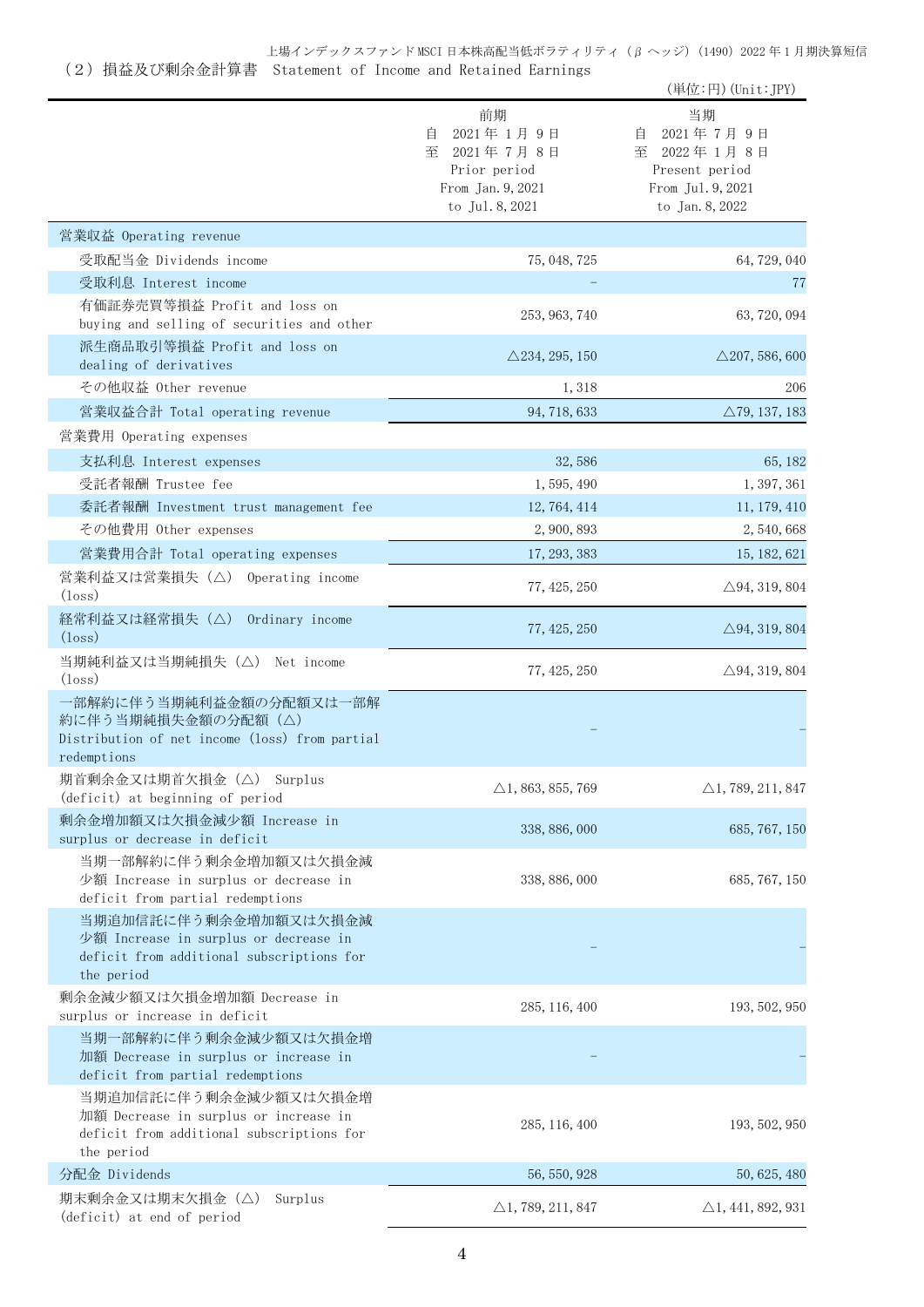## （２）損益及び剰余金計算書　Statement of Income and Retained Earnings

（単位:円）(Unit:JPY)

| | 前期<br>自　2021年1月9日<br>至　2021年7月8日<br>Prior period<br>From Jan.9,2021<br>to Jul.8,2021 | 当期<br>自　2021年7月9日<br>至　2022年1月8日<br>Present period<br>From Jul.9,2021<br>to Jan.8,2022 |
|---|---|---|
| 営業収益 Operating revenue | | |
| 受取配当金 Dividends income | 75,048,725 | 64,729,040 |
| 受取利息 Interest income | － | 77 |
| 有価証券売買等損益 Profit and loss on buying and selling of securities and other | 253,963,740 | 63,720,094 |
| 派生商品取引等損益 Profit and loss on dealing of derivatives | △234,295,150 | △207,586,600 |
| その他収益 Other revenue | 1,318 | 206 |
| 営業収益合計 Total operating revenue | 94,718,633 | △79,137,183 |
| 営業費用 Operating expenses | | |
| 支払利息 Interest expenses | 32,586 | 65,182 |
| 受託者報酬 Trustee fee | 1,595,490 | 1,397,361 |
| 委託者報酬 Investment trust management fee | 12,764,414 | 11,179,410 |
| その他費用 Other expenses | 2,900,893 | 2,540,668 |
| 営業費用合計 Total operating expenses | 17,293,383 | 15,182,621 |
| 営業利益又は営業損失（△） Operating income (loss) | 77,425,250 | △94,319,804 |
| 経常利益又は経常損失（△） Ordinary income (loss) | 77,425,250 | △94,319,804 |
| 当期純利益又は当期純損失（△） Net income (loss) | 77,425,250 | △94,319,804 |
| 一部解約に伴う当期純利益金額の分配額又は一部解約に伴う当期純損失金額の分配額（△） Distribution of net income (loss) from partial redemptions | － | － |
| 期首剰余金又は期首欠損金（△） Surplus (deficit) at beginning of period | △1,863,855,769 | △1,789,211,847 |
| 剰余金増加額又は欠損金減少額 Increase in surplus or decrease in deficit | 338,886,000 | 685,767,150 |
| 当期一部解約に伴う剰余金増加額又は欠損金減少額 Increase in surplus or decrease in deficit from partial redemptions | 338,886,000 | 685,767,150 |
| 当期追加信託に伴う剰余金増加額又は欠損金減少額 Increase in surplus or decrease in deficit from additional subscriptions for the period | － | － |
| 剰余金減少額又は欠損金増加額 Decrease in surplus or increase in deficit | 285,116,400 | 193,502,950 |
| 当期一部解約に伴う剰余金減少額又は欠損金増加額 Decrease in surplus or increase in deficit from partial redemptions | － | － |
| 当期追加信託に伴う剰余金減少額又は欠損金増加額 Decrease in surplus or increase in deficit from additional subscriptions for the period | 285,116,400 | 193,502,950 |
| 分配金 Dividends | 56,550,928 | 50,625,480 |
| 期末剰余金又は期末欠損金（△） Surplus (deficit) at end of period | △1,789,211,847 | △1,441,892,931 |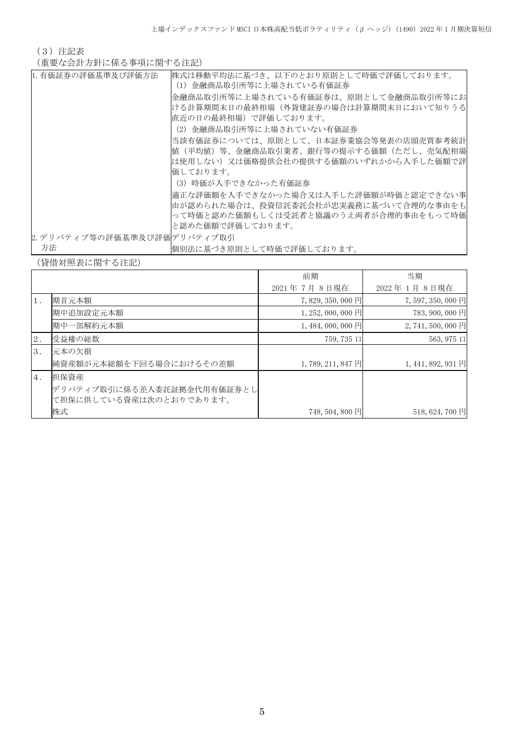（３）注記表

（重要な会計方針に係る事項に関する注記）

| | |
|---|---|
| 1.有価証券の評価基準及び評価方法 | 株式は移動平均法に基づき、以下のとおり原則として時価で評価しております。<br>(1) 金融商品取引所等に上場されている有価証券<br>金融商品取引所等に上場されている有価証券は、原則として金融商品取引所等における計算期間末日の最終相場（外貨建証券の場合は計算期間末日において知りうる直近の日の最終相場）で評価しております。<br>(2) 金融商品取引所等に上場されていない有価証券<br>当該有価証券については、原則として、日本証券業協会等発表の店頭売買参考統計値（平均値）等、金融商品取引業者、銀行等の提示する価額（ただし、売気配相場は使用しない）又は価格提供会社の提供する価額のいずれかから入手した価額で評価しております。<br>(3) 時価が入手できなかった有価証券<br>適正な評価額を入手できなかった場合又は入手した評価額が時価と認定できない事由が認められた場合は、投資信託委託会社が忠実義務に基づいて合理的な事由をもって時価と認めた価額もしくは受託者と協議のうえ両者が合理的事由をもって時価と認めた価額で評価しております。 |
| 2.デリバティブ等の評価基準及び評価方法 | デリバティブ取引<br>個別法に基づき原則として時価で評価しております。 |

（貸借対照表に関する注記）

| | | 前期<br>2021年 7月 8日現在 | 当期<br>2022年 1月 8日現在 |
|---|---|---|---|
| 1. | 期首元本額 | 7,829,350,000円 | 7,597,350,000円 |
| | 期中追加設定元本額 | 1,252,000,000円 | 783,900,000円 |
| | 期中一部解約元本額 | 1,484,000,000円 | 2,741,500,000円 |
| 2. | 受益権の総数 | 759,735口 | 563,975口 |
| 3. | 元本の欠損<br>純資産額が元本総額を下回る場合におけるその差額 | 1,789,211,847円 | 1,441,892,931円 |
| 4. | 担保資産<br>デリバティブ取引に係る差入委託証拠金代用有価証券として担保に供している資産は次のとおりであります。<br>株式 | 748,504,800円 | 518,624,700円 |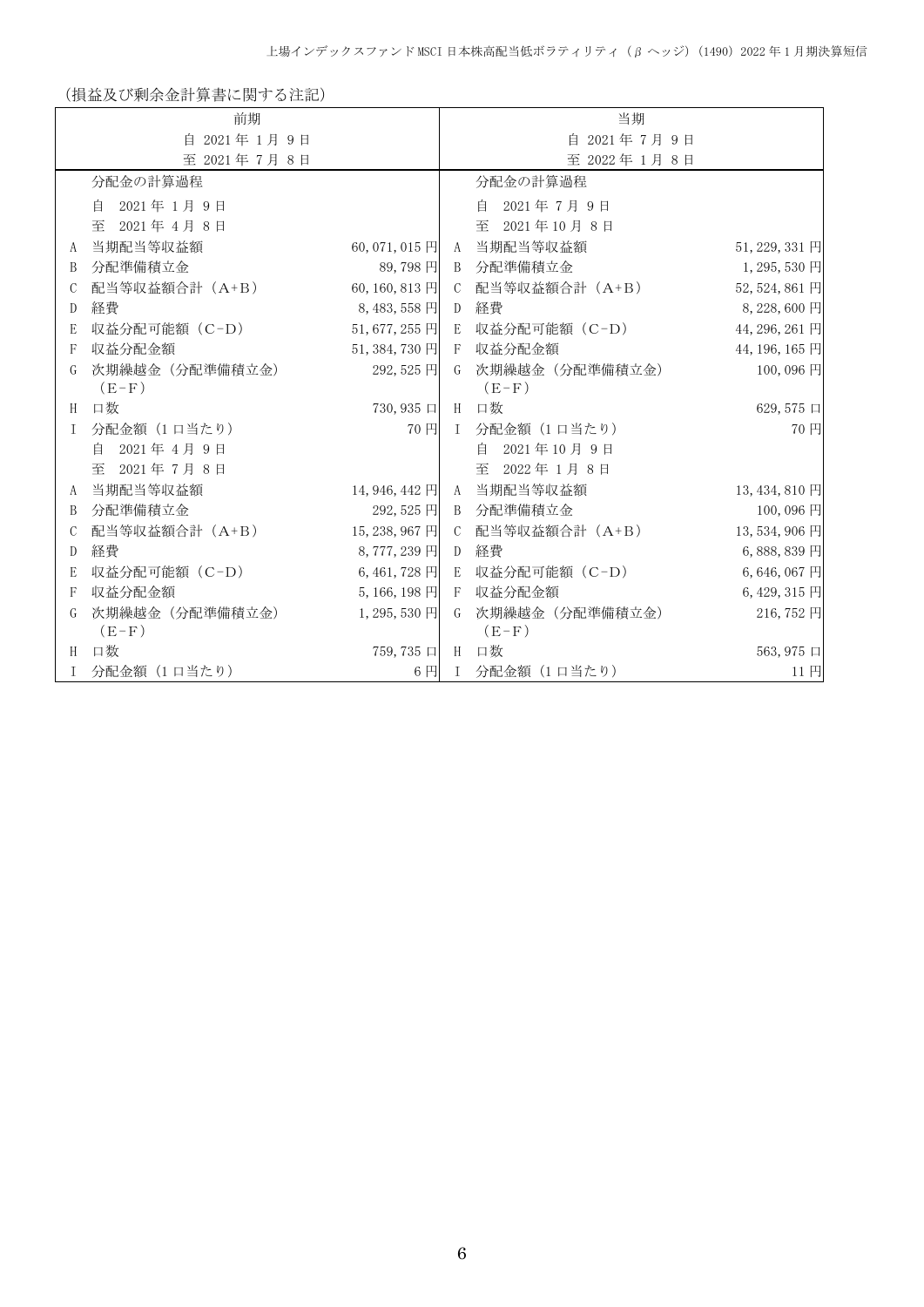(損益及び剰余金計算書に関する注記)

| 前期<br>自 2021年1月9日<br>至 2021年7月8日 | | | 当期<br>自 2021年7月9日<br>至 2022年1月8日 | | |
|---|---|---|---|---|---|
| | 分配金の計算過程 | | | 分配金の計算過程 | |
| | 自 2021年1月9日<br>至 2021年4月8日 | | | 自 2021年7月9日<br>至 2021年10月8日 | |
| A | 当期配当等収益額 | 60,071,015円 | A | 当期配当等収益額 | 51,229,331円 |
| B | 分配準備積立金 | 89,798円 | B | 分配準備積立金 | 1,295,530円 |
| C | 配当等収益額合計(A+B) | 60,160,813円 | C | 配当等収益額合計(A+B) | 52,524,861円 |
| D | 経費 | 8,483,558円 | D | 経費 | 8,228,600円 |
| E | 収益分配可能額(C-D) | 51,677,255円 | E | 収益分配可能額(C-D) | 44,296,261円 |
| F | 収益分配金額 | 51,384,730円 | F | 収益分配金額 | 44,196,165円 |
| G | 次期繰越金(分配準備積立金)(E-F) | 292,525円 | G | 次期繰越金(分配準備積立金)(E-F) | 100,096円 |
| H | 口数 | 730,935口 | H | 口数 | 629,575口 |
| I | 分配金額(1口当たり) | 70円 | I | 分配金額(1口当たり) | 70円 |
| | 自 2021年4月9日<br>至 2021年7月8日 | | | 自 2021年10月9日<br>至 2022年1月8日 | |
| A | 当期配当等収益額 | 14,946,442円 | A | 当期配当等収益額 | 13,434,810円 |
| B | 分配準備積立金 | 292,525円 | B | 分配準備積立金 | 100,096円 |
| C | 配当等収益額合計(A+B) | 15,238,967円 | C | 配当等収益額合計(A+B) | 13,534,906円 |
| D | 経費 | 8,777,239円 | D | 経費 | 6,888,839円 |
| E | 収益分配可能額(C-D) | 6,461,728円 | E | 収益分配可能額(C-D) | 6,646,067円 |
| F | 収益分配金額 | 5,166,198円 | F | 収益分配金額 | 6,429,315円 |
| G | 次期繰越金(分配準備積立金)(E-F) | 1,295,530円 | G | 次期繰越金(分配準備積立金)(E-F) | 216,752円 |
| H | 口数 | 759,735口 | H | 口数 | 563,975口 |
| I | 分配金額(1口当たり) | 6円 | I | 分配金額(1口当たり) | 11円 |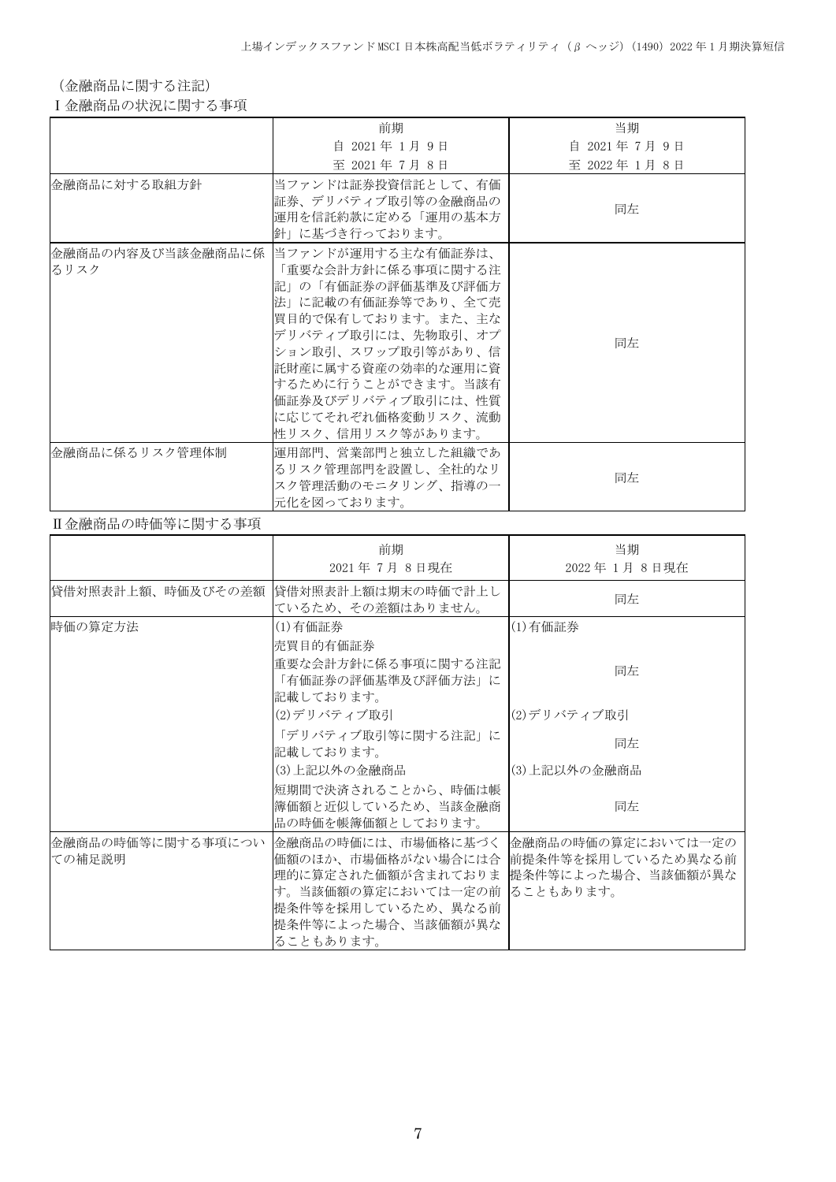（金融商品に関する注記）

Ⅰ金融商品の状況に関する事項

| | 前期<br>自 2021年 1月 9日<br>至 2021年 7月 8日 | 当期<br>自 2021年 7月 9日<br>至 2022年 1月 8日 |
|---|---|---|
| 金融商品に対する取組方針 | 当ファンドは証券投資信託として、有価証券、デリバティブ取引等の金融商品の運用を信託約款に定める「運用の基本方針」に基づき行っております。 | 同左 |
| 金融商品の内容及び当該金融商品に係るリスク | 当ファンドが運用する主な有価証券は、「重要な会計方針に係る事項に関する注記」の「有価証券の評価基準及び評価方法」に記載の有価証券等であり、全て売買目的で保有しております。また、主なデリバティブ取引には、先物取引、オプション取引、スワップ取引等があり、信託財産に属する資産の効率的な運用に資するために行うことができます。当該有価証券及びデリバティブ取引には、性質に応じてそれぞれ価格変動リスク、流動性リスク、信用リスク等があります。 | 同左 |
| 金融商品に係るリスク管理体制 | 運用部門、営業部門と独立した組織であるリスク管理部門を設置し、全社的なリスク管理活動のモニタリング、指導の一元化を図っております。 | 同左 |

Ⅱ金融商品の時価等に関する事項

| | 前期<br>2021年 7月 8日現在 | 当期<br>2022年 1月 8日現在 |
|---|---|---|
| 貸借対照表計上額、時価及びその差額 | 貸借対照表計上額は期末の時価で計上しているため、その差額はありません。 | 同左 |
| 時価の算定方法 | (1)有価証券<br>売買目的有価証券<br>重要な会計方針に係る事項に関する注記「有価証券の評価基準及び評価方法」に記載しております。<br>(2)デリバティブ取引<br>「デリバティブ取引等に関する注記」に記載しております。<br>(3)上記以外の金融商品<br>短期間で決済されることから、時価は帳簿価額と近似しているため、当該金融商品の時価を帳簿価額としております。 | (1)有価証券<br>同左<br>(2)デリバティブ取引<br>同左<br>(3)上記以外の金融商品<br>同左 |
| 金融商品の時価等に関する事項についての補足説明 | 金融商品の時価には、市場価格に基づく価額のほか、市場価格がない場合には合理的に算定された価額が含まれております。当該価額の算定においては一定の前提条件等を採用しているため、異なる前提条件等によった場合、当該価額が異なることもあります。 | 金融商品の時価の算定においては一定の前提条件等を採用しているため異なる前提条件等によった場合、当該価額が異なることもあります。 |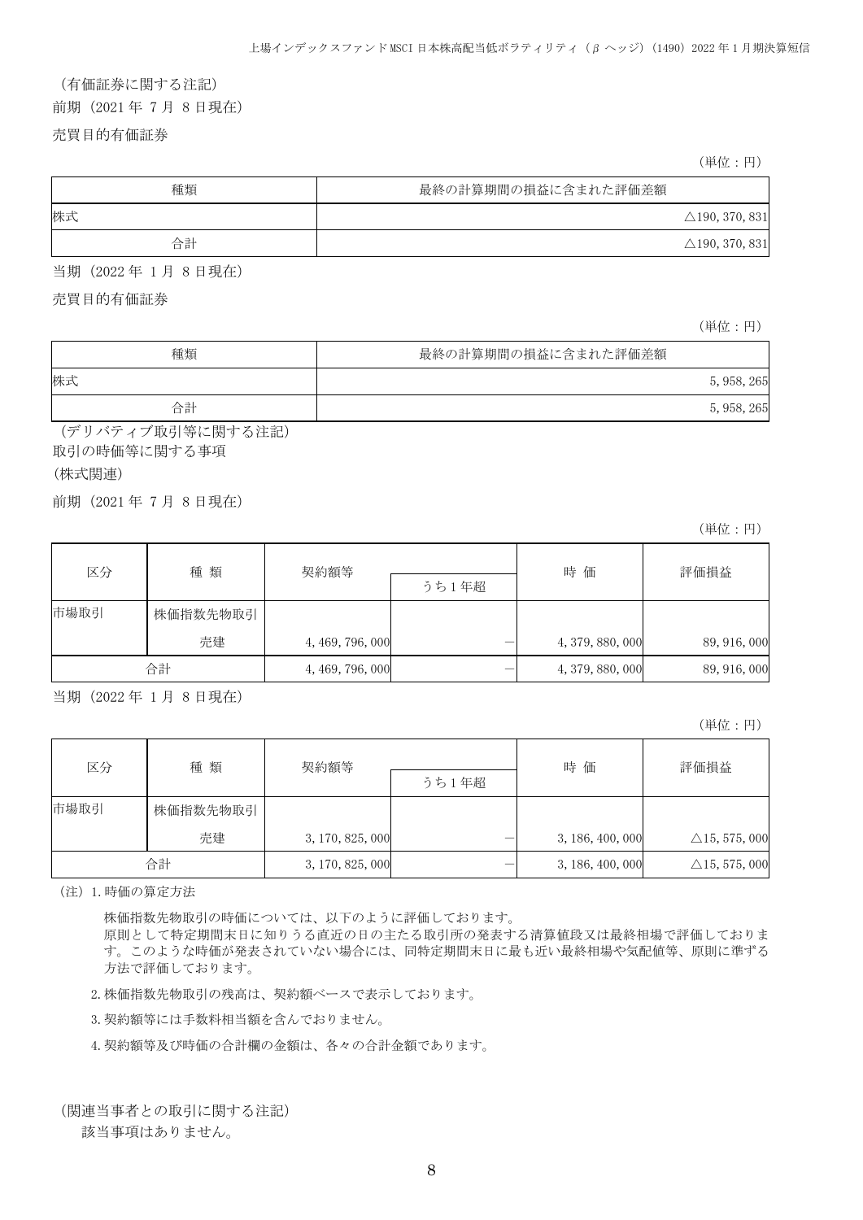（有価証券に関する注記）

前期（2021年 7月 8日現在）

売買目的有価証券

（単位：円）

| 種類 | 最終の計算期間の損益に含まれた評価差額 |
|---|---|
| 株式 | △190, 370, 831 |
| 合計 | △190, 370, 831 |

当期（2022年 1月 8日現在）

売買目的有価証券

（単位：円）

| 種類 | 最終の計算期間の損益に含まれた評価差額 |
|---|---|
| 株式 | 5, 958, 265 |
| 合計 | 5, 958, 265 |

（デリバティブ取引等に関する注記）

取引の時価等に関する事項

（株式関連）

前期（2021年 7月 8日現在）

（単位：円）

| 区分 | 種 類 | 契約額等 | | 時 価 | 評価損益 |
|---|---|---|---|---|---|
| | | | うち1年超 | | |
| 市場取引 | 株価指数先物取引 | | | | |
| | 売建 | 4, 469, 796, 000 | － | 4, 379, 880, 000 | 89, 916, 000 |
| 合計 | | 4, 469, 796, 000 | － | 4, 379, 880, 000 | 89, 916, 000 |

当期（2022年 1月 8日現在）

（単位：円）

| 区分 | 種 類 | 契約額等 | | 時 価 | 評価損益 |
|---|---|---|---|---|---|
| | | | うち1年超 | | |
| 市場取引 | 株価指数先物取引 | | | | |
| | 売建 | 3, 170, 825, 000 | － | 3, 186, 400, 000 | △15, 575, 000 |
| 合計 | | 3, 170, 825, 000 | － | 3, 186, 400, 000 | △15, 575, 000 |

（注）1. 時価の算定方法

株価指数先物取引の時価については、以下のように評価しております。
原則として特定期間末日に知りうる直近の日の主たる取引所の発表する清算値段又は最終相場で評価しております。このような時価が発表されていない場合には、同特定期間末日に最も近い最終相場や気配値等、原則に準ずる方法で評価しております。

2. 株価指数先物取引の残高は、契約額ベースで表示しております。

3. 契約額等には手数料相当額を含んでおりません。

4. 契約額等及び時価の合計欄の金額は、各々の合計金額であります。

（関連当事者との取引に関する注記）

該当事項はありません。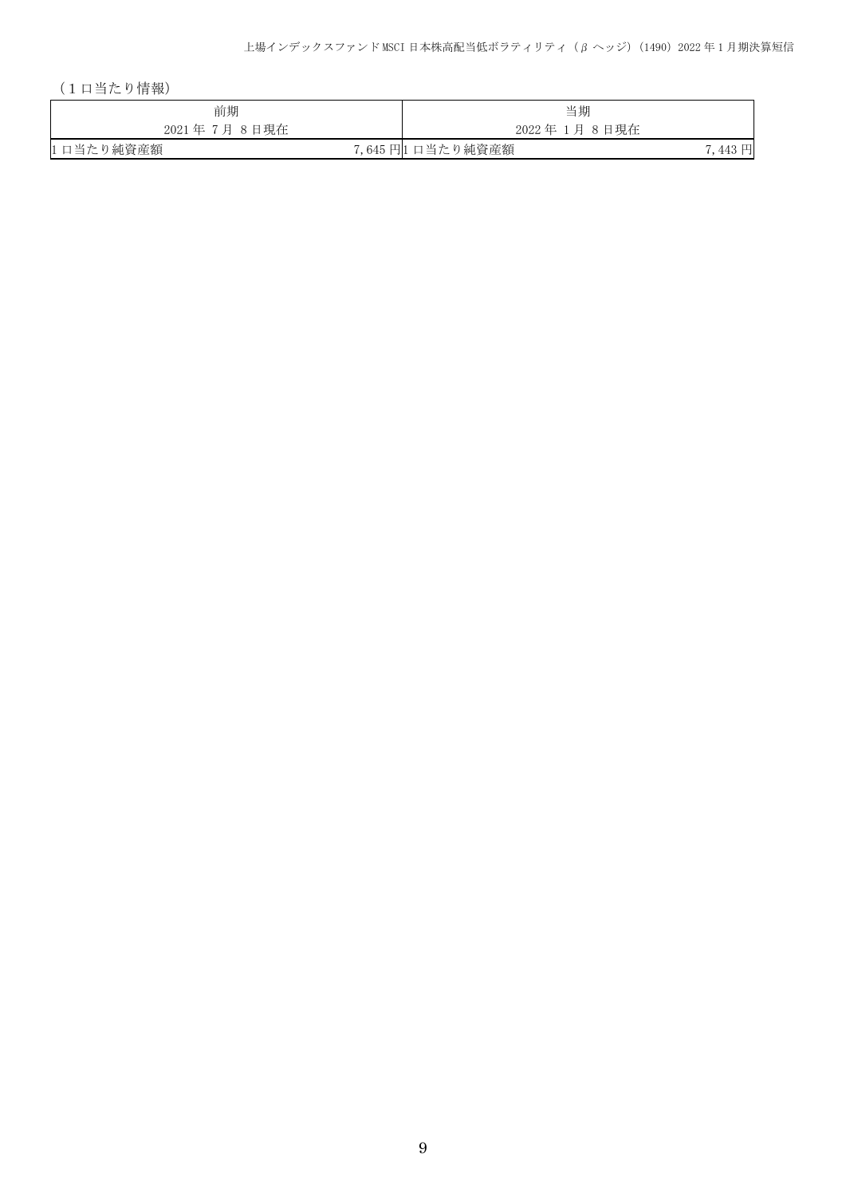（1口当たり情報）

| 前期<br>2021年 7月 8日現在 | | 当期<br>2022年 1月 8日現在 | |
|---|---|---|---|
| 1口当たり純資産額 | 7,645円 | 1口当たり純資産額 | 7,443円 |